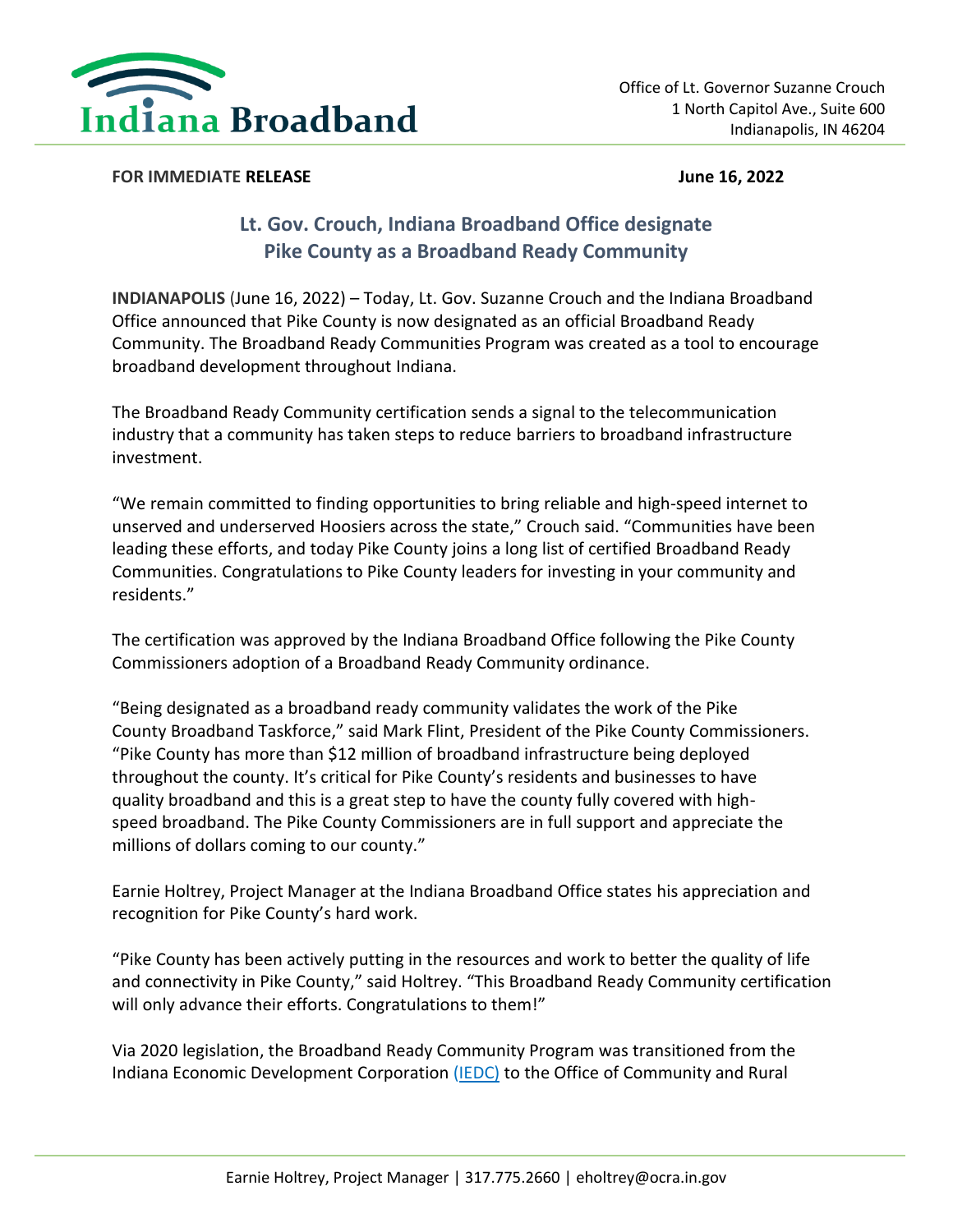Indiana Broadband

Office of Lt. Governor Suzanne Crouch
1 North Capitol Ave., Suite 600
Indianapolis, IN 46204

**FOR IMMEDIATE RELEASE** **June 16, 2022**

## Lt. Gov. Crouch, Indiana Broadband Office designate Pike County as a Broadband Ready Community

**INDIANAPOLIS** (June 16, 2022) – Today, Lt. Gov. Suzanne Crouch and the Indiana Broadband Office announced that Pike County is now designated as an official Broadband Ready Community. The Broadband Ready Communities Program was created as a tool to encourage broadband development throughout Indiana.

The Broadband Ready Community certification sends a signal to the telecommunication industry that a community has taken steps to reduce barriers to broadband infrastructure investment.

"We remain committed to finding opportunities to bring reliable and high-speed internet to unserved and underserved Hoosiers across the state," Crouch said. "Communities have been leading these efforts, and today Pike County joins a long list of certified Broadband Ready Communities. Congratulations to Pike County leaders for investing in your community and residents."

The certification was approved by the Indiana Broadband Office following the Pike County Commissioners adoption of a Broadband Ready Community ordinance.

"Being designated as a broadband ready community validates the work of the Pike County Broadband Taskforce," said Mark Flint, President of the Pike County Commissioners. "Pike County has more than $12 million of broadband infrastructure being deployed throughout the county. It's critical for Pike County's residents and businesses to have quality broadband and this is a great step to have the county fully covered with high-speed broadband. The Pike County Commissioners are in full support and appreciate the millions of dollars coming to our county."

Earnie Holtrey, Project Manager at the Indiana Broadband Office states his appreciation and recognition for Pike County's hard work.

"Pike County has been actively putting in the resources and work to better the quality of life and connectivity in Pike County," said Holtrey. "This Broadband Ready Community certification will only advance their efforts. Congratulations to them!"

Via 2020 legislation, the Broadband Ready Community Program was transitioned from the Indiana Economic Development Corporation (IEDC) to the Office of Community and Rural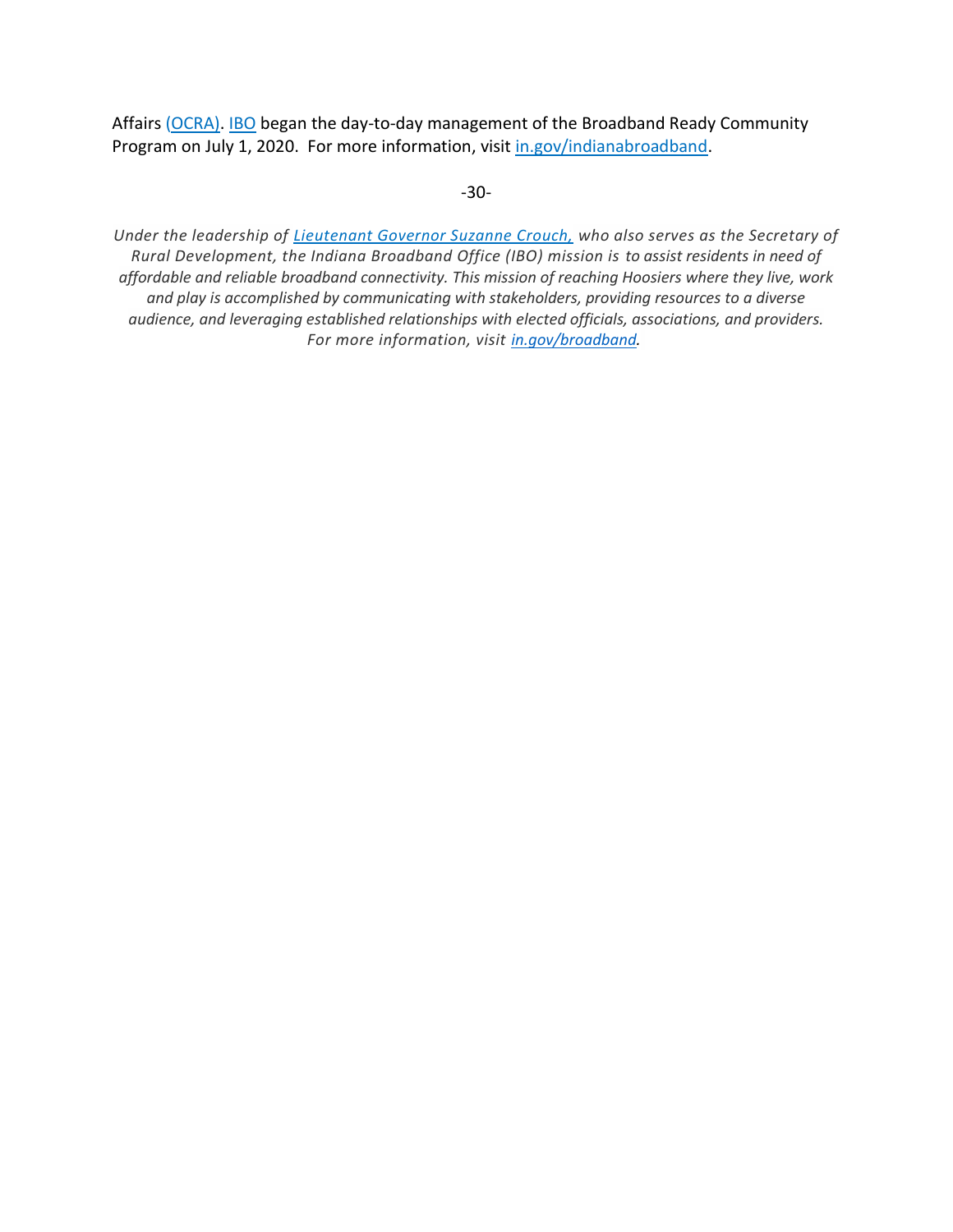Affairs (OCRA). IBO began the day-to-day management of the Broadband Ready Community Program on July 1, 2020. For more information, visit in.gov/indianabroadband.

-30-

*Under the leadership of Lieutenant Governor Suzanne Crouch, who also serves as the Secretary of Rural Development, the Indiana Broadband Office (IBO) mission is to assist residents in need of affordable and reliable broadband connectivity. This mission of reaching Hoosiers where they live, work and play is accomplished by communicating with stakeholders, providing resources to a diverse audience, and leveraging established relationships with elected officials, associations, and providers. For more information, visit in.gov/broadband.*